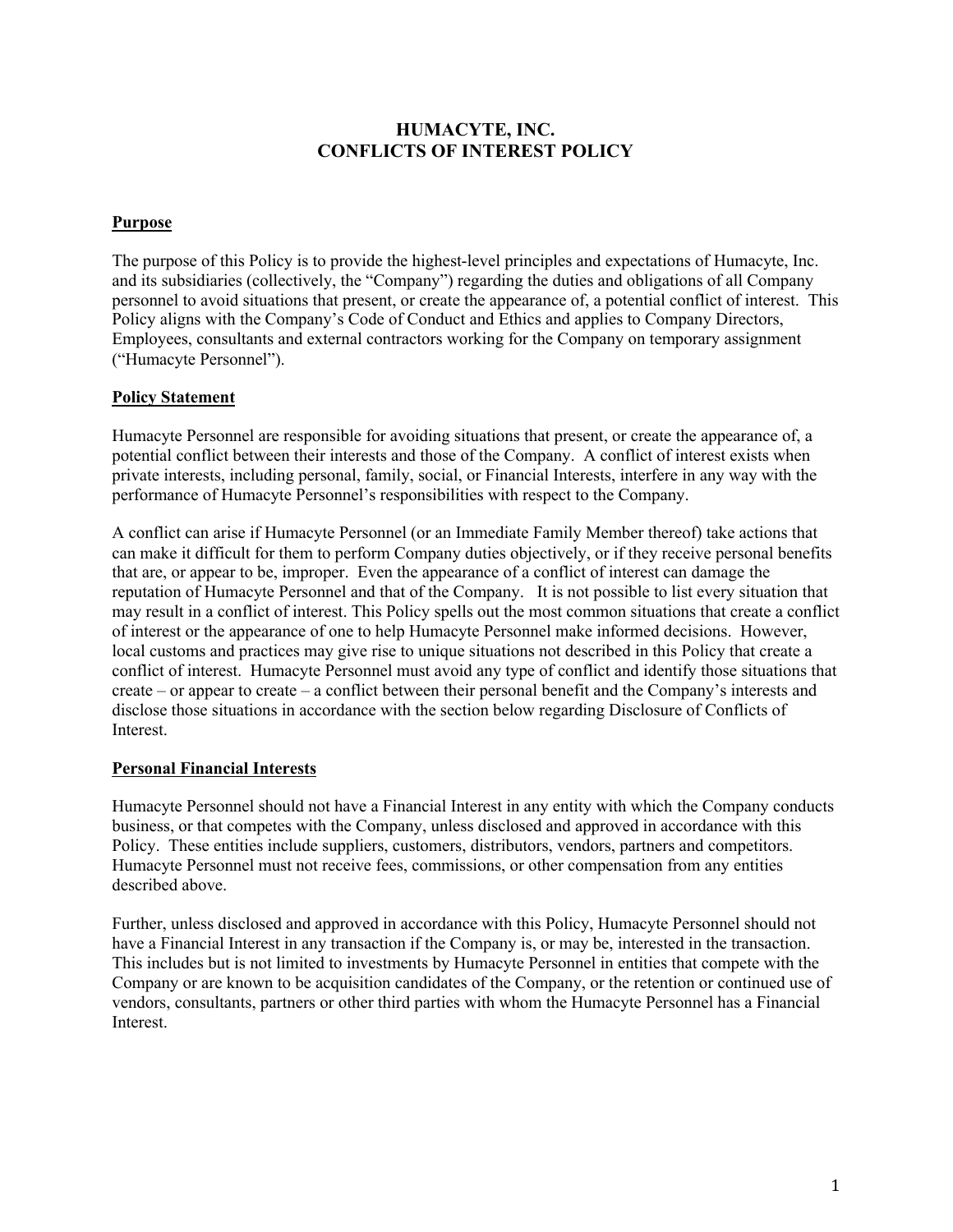# HUMACYTE, INC.
# CONFLICTS OF INTEREST POLICY

## Purpose

The purpose of this Policy is to provide the highest-level principles and expectations of Humacyte, Inc. and its subsidiaries (collectively, the "Company") regarding the duties and obligations of all Company personnel to avoid situations that present, or create the appearance of, a potential conflict of interest. This Policy aligns with the Company's Code of Conduct and Ethics and applies to Company Directors, Employees, consultants and external contractors working for the Company on temporary assignment ("Humacyte Personnel").

## Policy Statement

Humacyte Personnel are responsible for avoiding situations that present, or create the appearance of, a potential conflict between their interests and those of the Company. A conflict of interest exists when private interests, including personal, family, social, or Financial Interests, interfere in any way with the performance of Humacyte Personnel's responsibilities with respect to the Company.

A conflict can arise if Humacyte Personnel (or an Immediate Family Member thereof) take actions that can make it difficult for them to perform Company duties objectively, or if they receive personal benefits that are, or appear to be, improper. Even the appearance of a conflict of interest can damage the reputation of Humacyte Personnel and that of the Company. It is not possible to list every situation that may result in a conflict of interest. This Policy spells out the most common situations that create a conflict of interest or the appearance of one to help Humacyte Personnel make informed decisions. However, local customs and practices may give rise to unique situations not described in this Policy that create a conflict of interest. Humacyte Personnel must avoid any type of conflict and identify those situations that create – or appear to create – a conflict between their personal benefit and the Company's interests and disclose those situations in accordance with the section below regarding Disclosure of Conflicts of Interest.

## Personal Financial Interests

Humacyte Personnel should not have a Financial Interest in any entity with which the Company conducts business, or that competes with the Company, unless disclosed and approved in accordance with this Policy. These entities include suppliers, customers, distributors, vendors, partners and competitors. Humacyte Personnel must not receive fees, commissions, or other compensation from any entities described above.

Further, unless disclosed and approved in accordance with this Policy, Humacyte Personnel should not have a Financial Interest in any transaction if the Company is, or may be, interested in the transaction. This includes but is not limited to investments by Humacyte Personnel in entities that compete with the Company or are known to be acquisition candidates of the Company, or the retention or continued use of vendors, consultants, partners or other third parties with whom the Humacyte Personnel has a Financial Interest.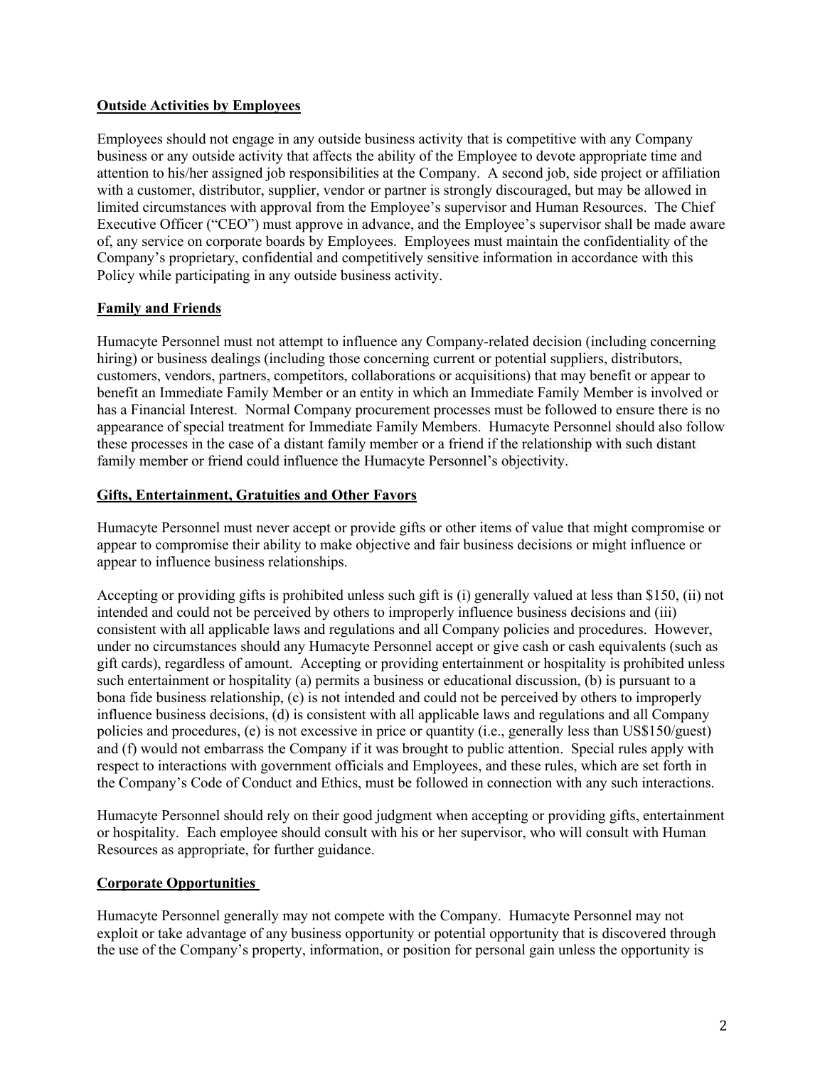**Outside Activities by Employees**

Employees should not engage in any outside business activity that is competitive with any Company business or any outside activity that affects the ability of the Employee to devote appropriate time and attention to his/her assigned job responsibilities at the Company. A second job, side project or affiliation with a customer, distributor, supplier, vendor or partner is strongly discouraged, but may be allowed in limited circumstances with approval from the Employee's supervisor and Human Resources. The Chief Executive Officer ("CEO") must approve in advance, and the Employee's supervisor shall be made aware of, any service on corporate boards by Employees. Employees must maintain the confidentiality of the Company's proprietary, confidential and competitively sensitive information in accordance with this Policy while participating in any outside business activity.

**Family and Friends**

Humacyte Personnel must not attempt to influence any Company-related decision (including concerning hiring) or business dealings (including those concerning current or potential suppliers, distributors, customers, vendors, partners, competitors, collaborations or acquisitions) that may benefit or appear to benefit an Immediate Family Member or an entity in which an Immediate Family Member is involved or has a Financial Interest. Normal Company procurement processes must be followed to ensure there is no appearance of special treatment for Immediate Family Members. Humacyte Personnel should also follow these processes in the case of a distant family member or a friend if the relationship with such distant family member or friend could influence the Humacyte Personnel's objectivity.

**Gifts, Entertainment, Gratuities and Other Favors**

Humacyte Personnel must never accept or provide gifts or other items of value that might compromise or appear to compromise their ability to make objective and fair business decisions or might influence or appear to influence business relationships.

Accepting or providing gifts is prohibited unless such gift is (i) generally valued at less than $150, (ii) not intended and could not be perceived by others to improperly influence business decisions and (iii) consistent with all applicable laws and regulations and all Company policies and procedures. However, under no circumstances should any Humacyte Personnel accept or give cash or cash equivalents (such as gift cards), regardless of amount. Accepting or providing entertainment or hospitality is prohibited unless such entertainment or hospitality (a) permits a business or educational discussion, (b) is pursuant to a bona fide business relationship, (c) is not intended and could not be perceived by others to improperly influence business decisions, (d) is consistent with all applicable laws and regulations and all Company policies and procedures, (e) is not excessive in price or quantity (i.e., generally less than US$150/guest) and (f) would not embarrass the Company if it was brought to public attention. Special rules apply with respect to interactions with government officials and Employees, and these rules, which are set forth in the Company's Code of Conduct and Ethics, must be followed in connection with any such interactions.

Humacyte Personnel should rely on their good judgment when accepting or providing gifts, entertainment or hospitality. Each employee should consult with his or her supervisor, who will consult with Human Resources as appropriate, for further guidance.

**Corporate Opportunities**

Humacyte Personnel generally may not compete with the Company. Humacyte Personnel may not exploit or take advantage of any business opportunity or potential opportunity that is discovered through the use of the Company's property, information, or position for personal gain unless the opportunity is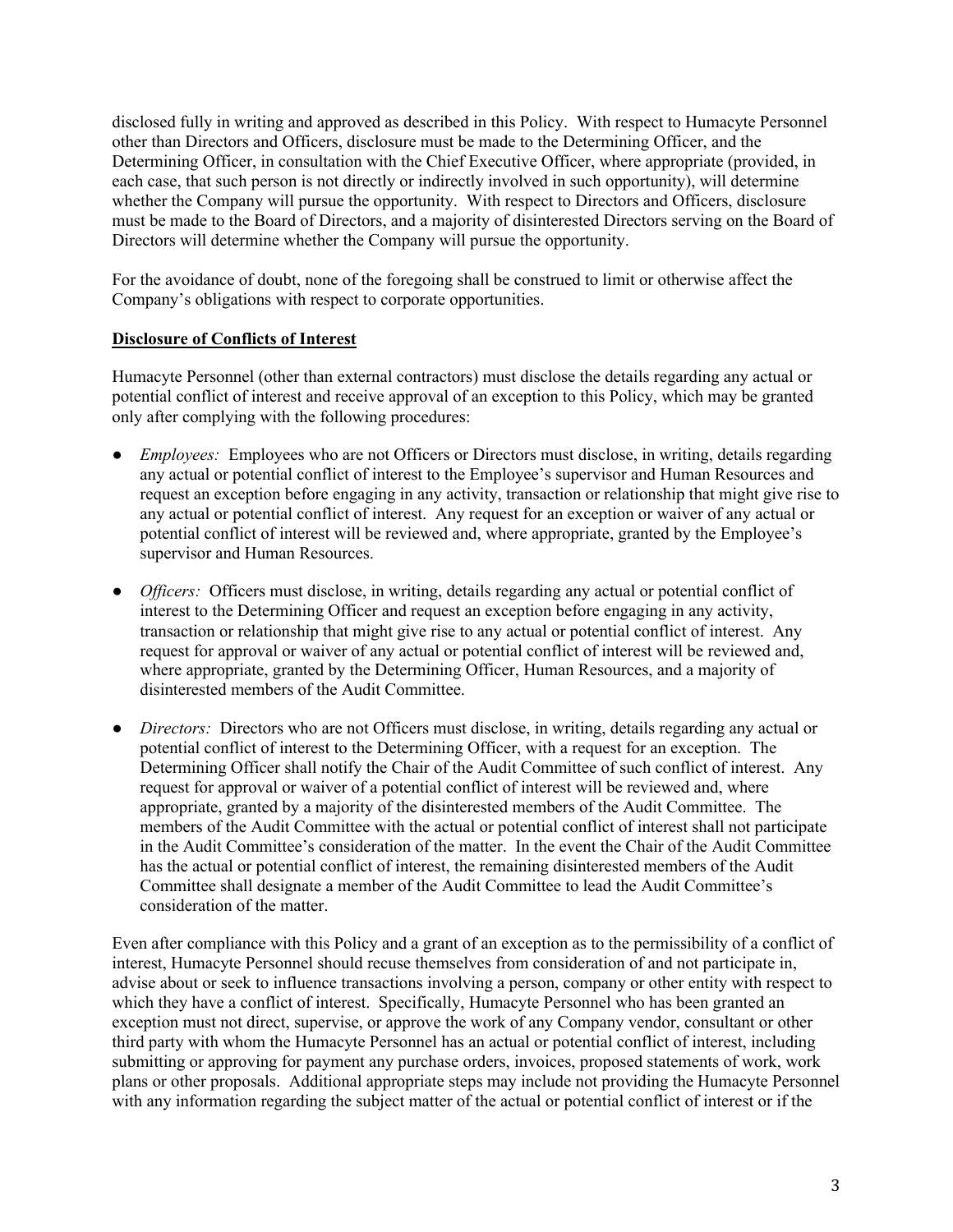disclosed fully in writing and approved as described in this Policy. With respect to Humacyte Personnel other than Directors and Officers, disclosure must be made to the Determining Officer, and the Determining Officer, in consultation with the Chief Executive Officer, where appropriate (provided, in each case, that such person is not directly or indirectly involved in such opportunity), will determine whether the Company will pursue the opportunity. With respect to Directors and Officers, disclosure must be made to the Board of Directors, and a majority of disinterested Directors serving on the Board of Directors will determine whether the Company will pursue the opportunity.

For the avoidance of doubt, none of the foregoing shall be construed to limit or otherwise affect the Company's obligations with respect to corporate opportunities.

**Disclosure of Conflicts of Interest**

Humacyte Personnel (other than external contractors) must disclose the details regarding any actual or potential conflict of interest and receive approval of an exception to this Policy, which may be granted only after complying with the following procedures:

- *Employees:* Employees who are not Officers or Directors must disclose, in writing, details regarding any actual or potential conflict of interest to the Employee's supervisor and Human Resources and request an exception before engaging in any activity, transaction or relationship that might give rise to any actual or potential conflict of interest. Any request for an exception or waiver of any actual or potential conflict of interest will be reviewed and, where appropriate, granted by the Employee's supervisor and Human Resources.
- *Officers:* Officers must disclose, in writing, details regarding any actual or potential conflict of interest to the Determining Officer and request an exception before engaging in any activity, transaction or relationship that might give rise to any actual or potential conflict of interest. Any request for approval or waiver of any actual or potential conflict of interest will be reviewed and, where appropriate, granted by the Determining Officer, Human Resources, and a majority of disinterested members of the Audit Committee.
- *Directors:* Directors who are not Officers must disclose, in writing, details regarding any actual or potential conflict of interest to the Determining Officer, with a request for an exception. The Determining Officer shall notify the Chair of the Audit Committee of such conflict of interest. Any request for approval or waiver of a potential conflict of interest will be reviewed and, where appropriate, granted by a majority of the disinterested members of the Audit Committee. The members of the Audit Committee with the actual or potential conflict of interest shall not participate in the Audit Committee's consideration of the matter. In the event the Chair of the Audit Committee has the actual or potential conflict of interest, the remaining disinterested members of the Audit Committee shall designate a member of the Audit Committee to lead the Audit Committee's consideration of the matter.

Even after compliance with this Policy and a grant of an exception as to the permissibility of a conflict of interest, Humacyte Personnel should recuse themselves from consideration of and not participate in, advise about or seek to influence transactions involving a person, company or other entity with respect to which they have a conflict of interest. Specifically, Humacyte Personnel who has been granted an exception must not direct, supervise, or approve the work of any Company vendor, consultant or other third party with whom the Humacyte Personnel has an actual or potential conflict of interest, including submitting or approving for payment any purchase orders, invoices, proposed statements of work, work plans or other proposals. Additional appropriate steps may include not providing the Humacyte Personnel with any information regarding the subject matter of the actual or potential conflict of interest or if the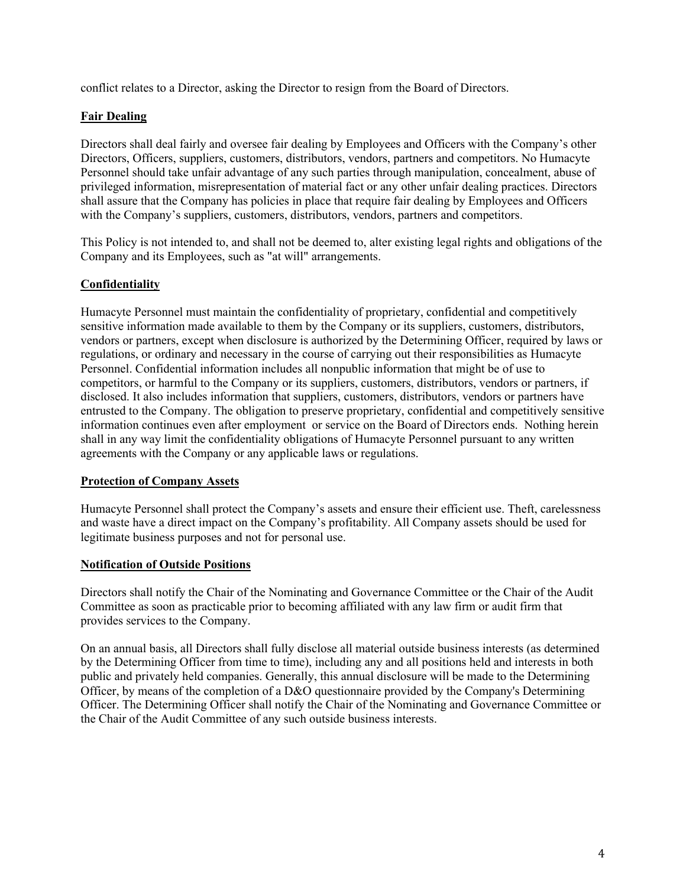conflict relates to a Director, asking the Director to resign from the Board of Directors.

## Fair Dealing

Directors shall deal fairly and oversee fair dealing by Employees and Officers with the Company's other Directors, Officers, suppliers, customers, distributors, vendors, partners and competitors. No Humacyte Personnel should take unfair advantage of any such parties through manipulation, concealment, abuse of privileged information, misrepresentation of material fact or any other unfair dealing practices. Directors shall assure that the Company has policies in place that require fair dealing by Employees and Officers with the Company's suppliers, customers, distributors, vendors, partners and competitors.

This Policy is not intended to, and shall not be deemed to, alter existing legal rights and obligations of the Company and its Employees, such as "at will" arrangements.

## Confidentiality

Humacyte Personnel must maintain the confidentiality of proprietary, confidential and competitively sensitive information made available to them by the Company or its suppliers, customers, distributors, vendors or partners, except when disclosure is authorized by the Determining Officer, required by laws or regulations, or ordinary and necessary in the course of carrying out their responsibilities as Humacyte Personnel. Confidential information includes all nonpublic information that might be of use to competitors, or harmful to the Company or its suppliers, customers, distributors, vendors or partners, if disclosed. It also includes information that suppliers, customers, distributors, vendors or partners have entrusted to the Company. The obligation to preserve proprietary, confidential and competitively sensitive information continues even after employment or service on the Board of Directors ends. Nothing herein shall in any way limit the confidentiality obligations of Humacyte Personnel pursuant to any written agreements with the Company or any applicable laws or regulations.

## Protection of Company Assets

Humacyte Personnel shall protect the Company's assets and ensure their efficient use. Theft, carelessness and waste have a direct impact on the Company's profitability. All Company assets should be used for legitimate business purposes and not for personal use.

## Notification of Outside Positions

Directors shall notify the Chair of the Nominating and Governance Committee or the Chair of the Audit Committee as soon as practicable prior to becoming affiliated with any law firm or audit firm that provides services to the Company.

On an annual basis, all Directors shall fully disclose all material outside business interests (as determined by the Determining Officer from time to time), including any and all positions held and interests in both public and privately held companies. Generally, this annual disclosure will be made to the Determining Officer, by means of the completion of a D&O questionnaire provided by the Company's Determining Officer. The Determining Officer shall notify the Chair of the Nominating and Governance Committee or the Chair of the Audit Committee of any such outside business interests.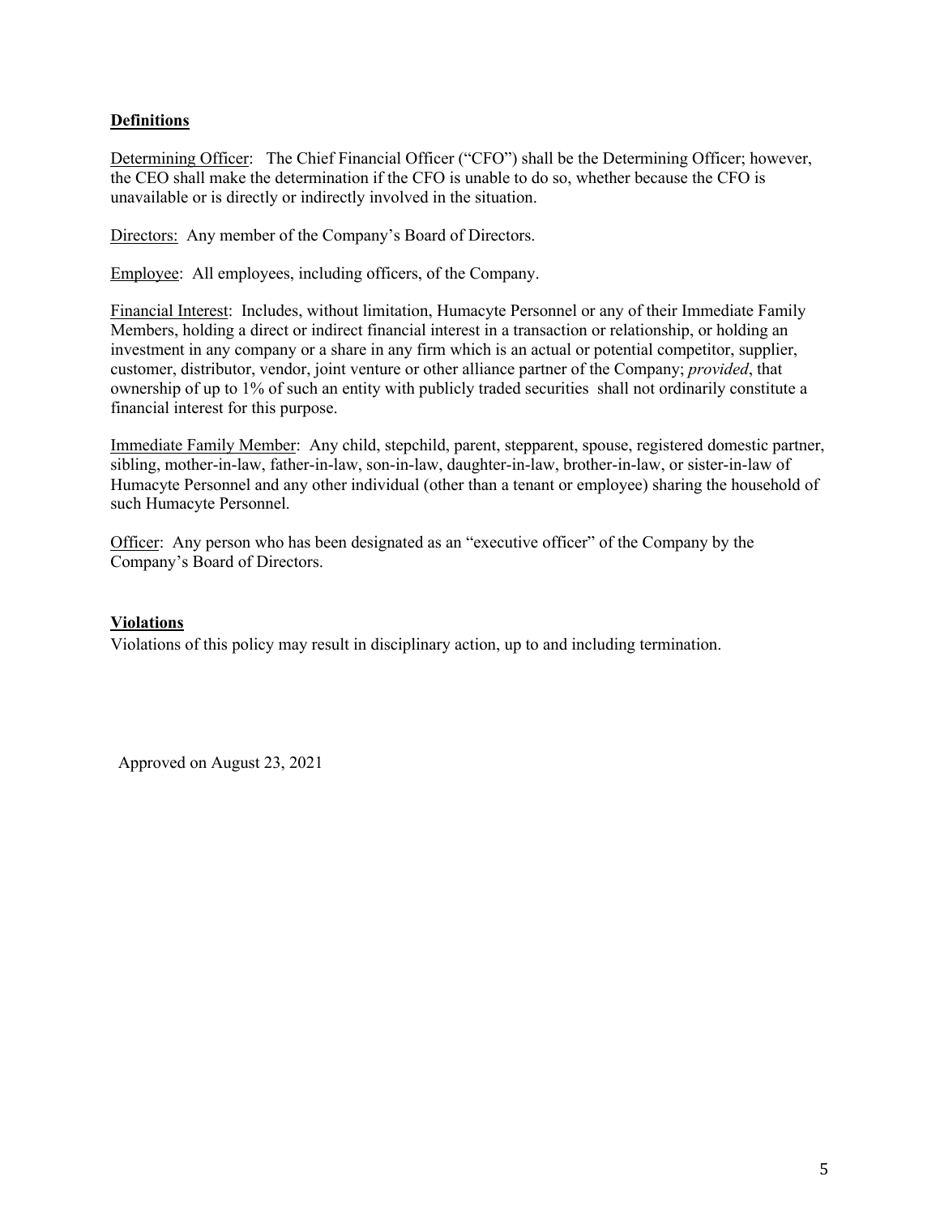**Definitions**

Determining Officer: The Chief Financial Officer ("CFO") shall be the Determining Officer; however, the CEO shall make the determination if the CFO is unable to do so, whether because the CFO is unavailable or is directly or indirectly involved in the situation.

Directors: Any member of the Company's Board of Directors.

Employee: All employees, including officers, of the Company.

Financial Interest: Includes, without limitation, Humacyte Personnel or any of their Immediate Family Members, holding a direct or indirect financial interest in a transaction or relationship, or holding an investment in any company or a share in any firm which is an actual or potential competitor, supplier, customer, distributor, vendor, joint venture or other alliance partner of the Company; *provided*, that ownership of up to 1% of such an entity with publicly traded securities shall not ordinarily constitute a financial interest for this purpose.

Immediate Family Member: Any child, stepchild, parent, stepparent, spouse, registered domestic partner, sibling, mother-in-law, father-in-law, son-in-law, daughter-in-law, brother-in-law, or sister-in-law of Humacyte Personnel and any other individual (other than a tenant or employee) sharing the household of such Humacyte Personnel.

Officer: Any person who has been designated as an "executive officer" of the Company by the Company's Board of Directors.

**Violations**

Violations of this policy may result in disciplinary action, up to and including termination.

Approved on August 23, 2021